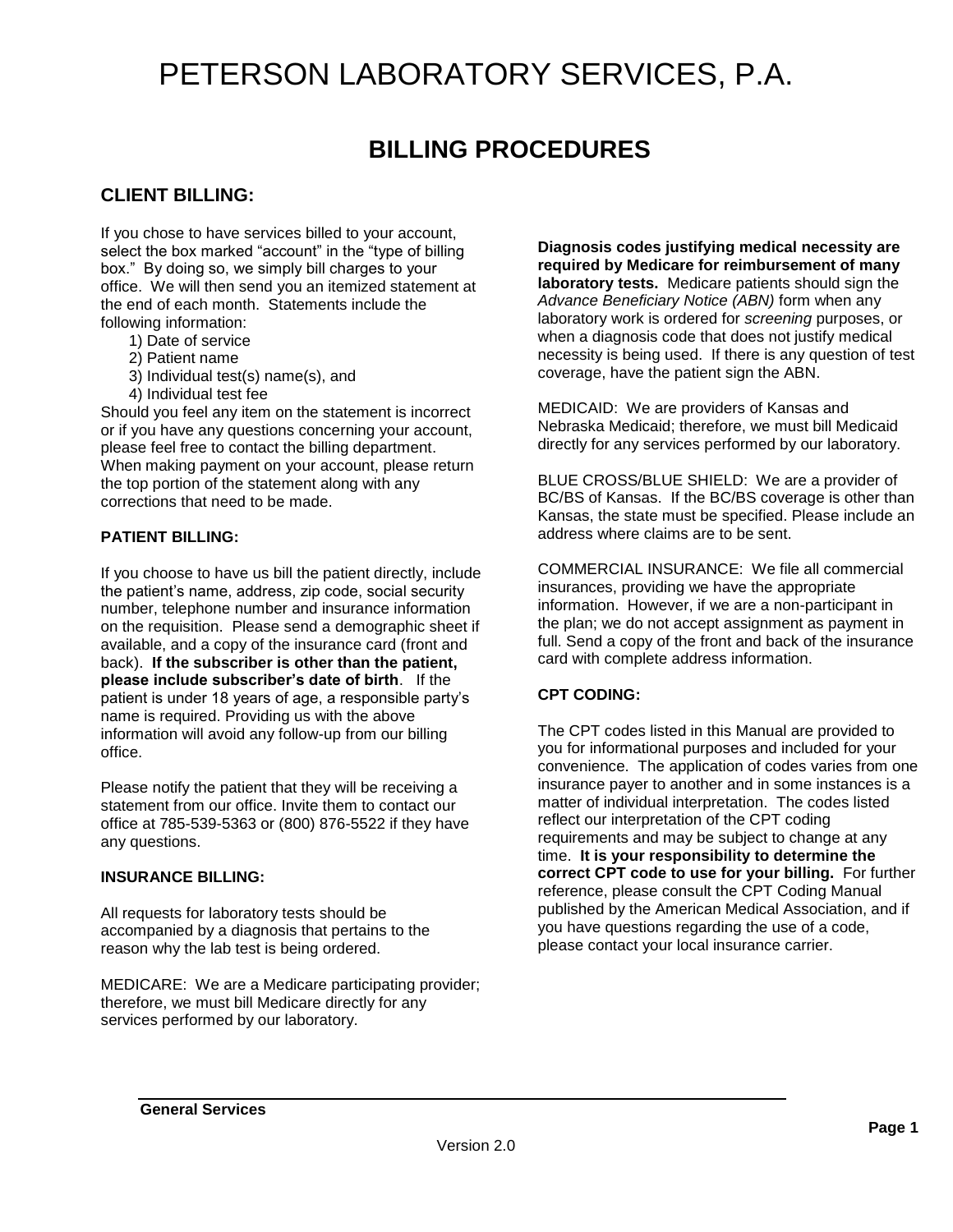# PETERSON LABORATORY SERVICES, P.A.

## BILLING PROCEDURES

### CLIENT BILLING:

If you chose to have services billed to your account, select the box marked "account" in the "type of billing box." By doing so, we simply bill charges to your office. We will then send you an itemized statement at the end of each month. Statements include the following information:

1) Date of service
2) Patient name
3) Individual test(s) name(s), and
4) Individual test fee

Should you feel any item on the statement is incorrect or if you have any questions concerning your account, please feel free to contact the billing department. When making payment on your account, please return the top portion of the statement along with any corrections that need to be made.

#### PATIENT BILLING:

If you choose to have us bill the patient directly, include the patient's name, address, zip code, social security number, telephone number and insurance information on the requisition. Please send a demographic sheet if available, and a copy of the insurance card (front and back). **If the subscriber is other than the patient, please include subscriber's date of birth**. If the patient is under 18 years of age, a responsible party's name is required. Providing us with the above information will avoid any follow-up from our billing office.

Please notify the patient that they will be receiving a statement from our office. Invite them to contact our office at 785-539-5363 or (800) 876-5522 if they have any questions.

#### INSURANCE BILLING:

All requests for laboratory tests should be accompanied by a diagnosis that pertains to the reason why the lab test is being ordered.

MEDICARE: We are a Medicare participating provider; therefore, we must bill Medicare directly for any services performed by our laboratory.

**Diagnosis codes justifying medical necessity are required by Medicare for reimbursement of many laboratory tests.** Medicare patients should sign the *Advance Beneficiary Notice (ABN)* form when any laboratory work is ordered for *screening* purposes, or when a diagnosis code that does not justify medical necessity is being used. If there is any question of test coverage, have the patient sign the ABN.

MEDICAID: We are providers of Kansas and Nebraska Medicaid; therefore, we must bill Medicaid directly for any services performed by our laboratory.

BLUE CROSS/BLUE SHIELD: We are a provider of BC/BS of Kansas. If the BC/BS coverage is other than Kansas, the state must be specified. Please include an address where claims are to be sent.

COMMERCIAL INSURANCE: We file all commercial insurances, providing we have the appropriate information. However, if we are a non-participant in the plan; we do not accept assignment as payment in full. Send a copy of the front and back of the insurance card with complete address information.

#### CPT CODING:

The CPT codes listed in this Manual are provided to you for informational purposes and included for your convenience. The application of codes varies from one insurance payer to another and in some instances is a matter of individual interpretation. The codes listed reflect our interpretation of the CPT coding requirements and may be subject to change at any time. **It is your responsibility to determine the correct CPT code to use for your billing.** For further reference, please consult the CPT Coding Manual published by the American Medical Association, and if you have questions regarding the use of a code, please contact your local insurance carrier.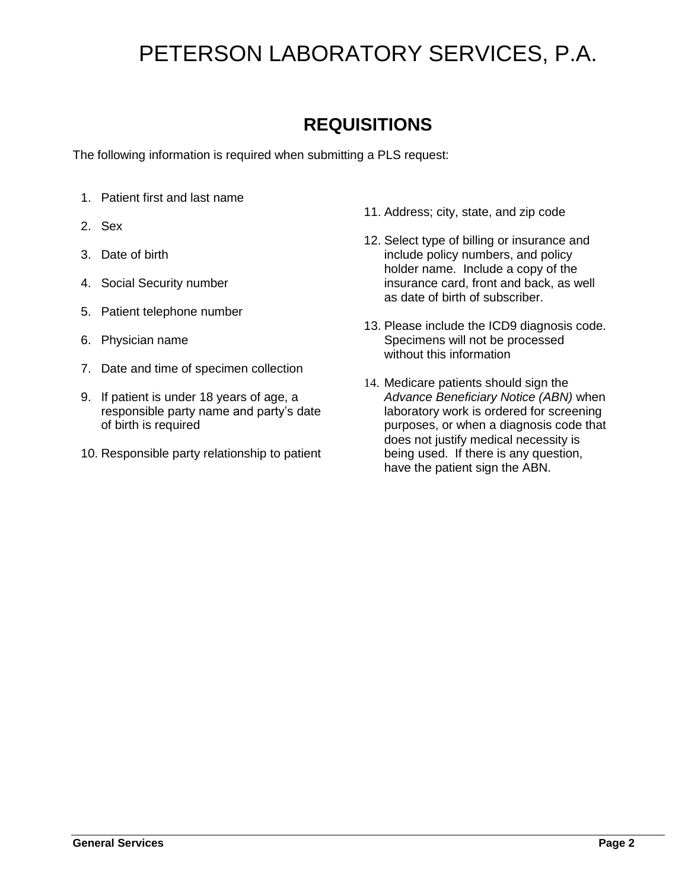# PETERSON LABORATORY SERVICES, P.A.

## REQUISITIONS

The following information is required when submitting a PLS request:

1. Patient first and last name
2. Sex
3. Date of birth
4. Social Security number
5. Patient telephone number
6. Physician name
7. Date and time of specimen collection
9. If patient is under 18 years of age, a responsible party name and party's date of birth is required
10. Responsible party relationship to patient
11. Address; city, state, and zip code
12. Select type of billing or insurance and include policy numbers, and policy holder name. Include a copy of the insurance card, front and back, as well as date of birth of subscriber.
13. Please include the ICD9 diagnosis code. Specimens will not be processed without this information
14. Medicare patients should sign the *Advance Beneficiary Notice (ABN)* when laboratory work is ordered for screening purposes, or when a diagnosis code that does not justify medical necessity is being used. If there is any question, have the patient sign the ABN.